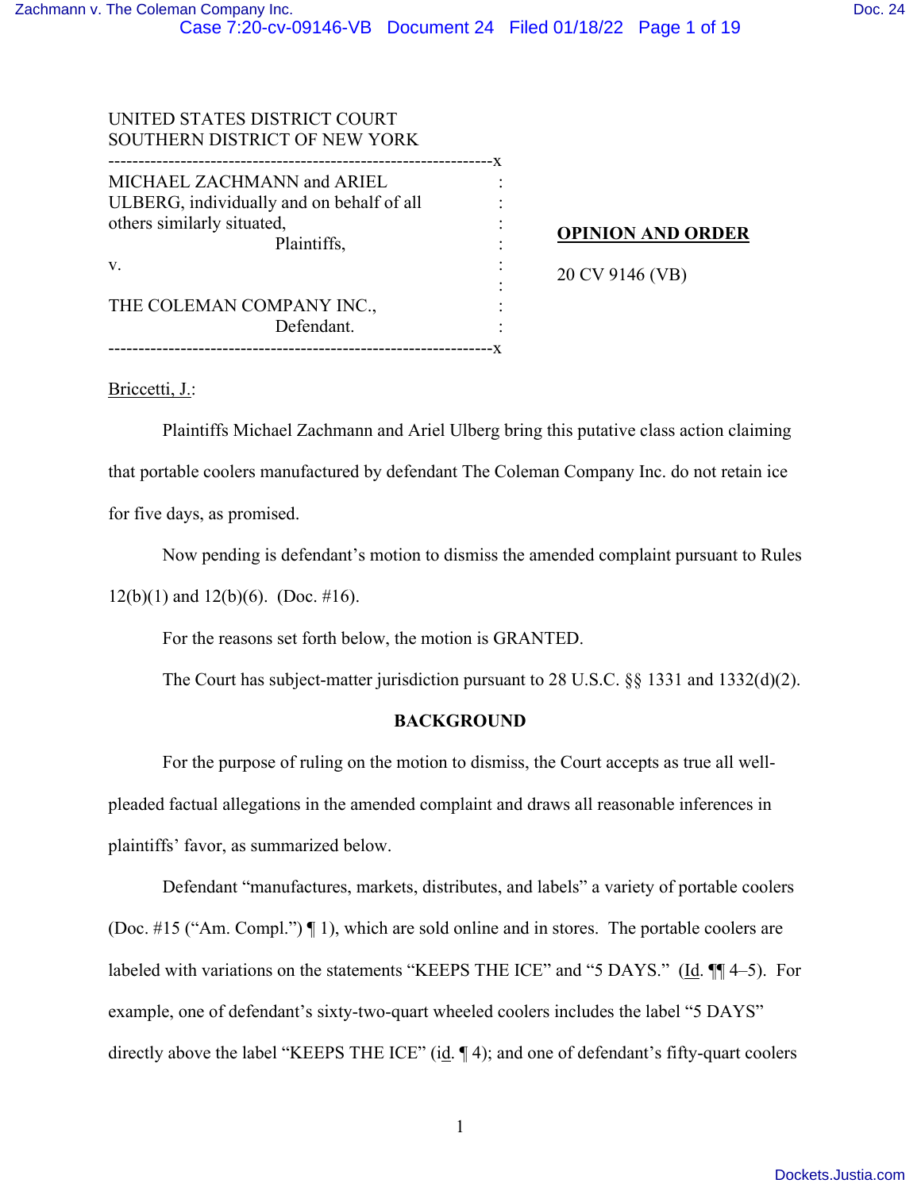UNITED STATES DISTRICT COURT
SOUTHERN DISTRICT OF NEW YORK

---

MICHAEL ZACHMANN and ARIEL ULBERG, individually and on behalf of all others similarly situated,
Plaintiffs,

v.

THE COLEMAN COMPANY INC.,
Defendant.

---

**OPINION AND ORDER**

20 CV 9146 (VB)

Briccetti, J.:

Plaintiffs Michael Zachmann and Ariel Ulberg bring this putative class action claiming that portable coolers manufactured by defendant The Coleman Company Inc. do not retain ice for five days, as promised.

Now pending is defendant's motion to dismiss the amended complaint pursuant to Rules 12(b)(1) and 12(b)(6). (Doc. #16).

For the reasons set forth below, the motion is GRANTED.

The Court has subject-matter jurisdiction pursuant to 28 U.S.C. §§ 1331 and 1332(d)(2).

## BACKGROUND

For the purpose of ruling on the motion to dismiss, the Court accepts as true all well-pleaded factual allegations in the amended complaint and draws all reasonable inferences in plaintiffs' favor, as summarized below.

Defendant "manufactures, markets, distributes, and labels" a variety of portable coolers (Doc. #15 ("Am. Compl.") ¶ 1), which are sold online and in stores. The portable coolers are labeled with variations on the statements "KEEPS THE ICE" and "5 DAYS." (Id. ¶¶ 4–5). For example, one of defendant's sixty-two-quart wheeled coolers includes the label "5 DAYS" directly above the label "KEEPS THE ICE" (id. ¶ 4); and one of defendant's fifty-quart coolers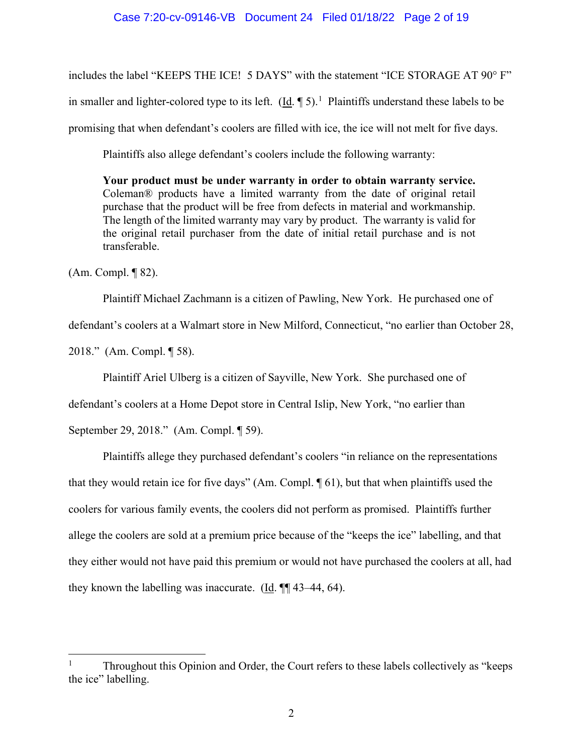includes the label "KEEPS THE ICE!  5 DAYS" with the statement "ICE STORAGE AT 90° F" in smaller and lighter-colored type to its left. (Id. ¶ 5).[1] Plaintiffs understand these labels to be promising that when defendant's coolers are filled with ice, the ice will not melt for five days.

Plaintiffs also allege defendant's coolers include the following warranty:

> **Your product must be under warranty in order to obtain warranty service.** Coleman® products have a limited warranty from the date of original retail purchase that the product will be free from defects in material and workmanship. The length of the limited warranty may vary by product. The warranty is valid for the original retail purchaser from the date of initial retail purchase and is not transferable.

(Am. Compl. ¶ 82).

Plaintiff Michael Zachmann is a citizen of Pawling, New York. He purchased one of defendant's coolers at a Walmart store in New Milford, Connecticut, "no earlier than October 28, 2018." (Am. Compl. ¶ 58).

Plaintiff Ariel Ulberg is a citizen of Sayville, New York. She purchased one of defendant's coolers at a Home Depot store in Central Islip, New York, "no earlier than September 29, 2018." (Am. Compl. ¶ 59).

Plaintiffs allege they purchased defendant's coolers "in reliance on the representations that they would retain ice for five days" (Am. Compl. ¶ 61), but that when plaintiffs used the coolers for various family events, the coolers did not perform as promised. Plaintiffs further allege the coolers are sold at a premium price because of the "keeps the ice" labelling, and that they either would not have paid this premium or would not have purchased the coolers at all, had they known the labelling was inaccurate. (Id. ¶¶ 43–44, 64).

---

[1] Throughout this Opinion and Order, the Court refers to these labels collectively as "keeps the ice" labelling.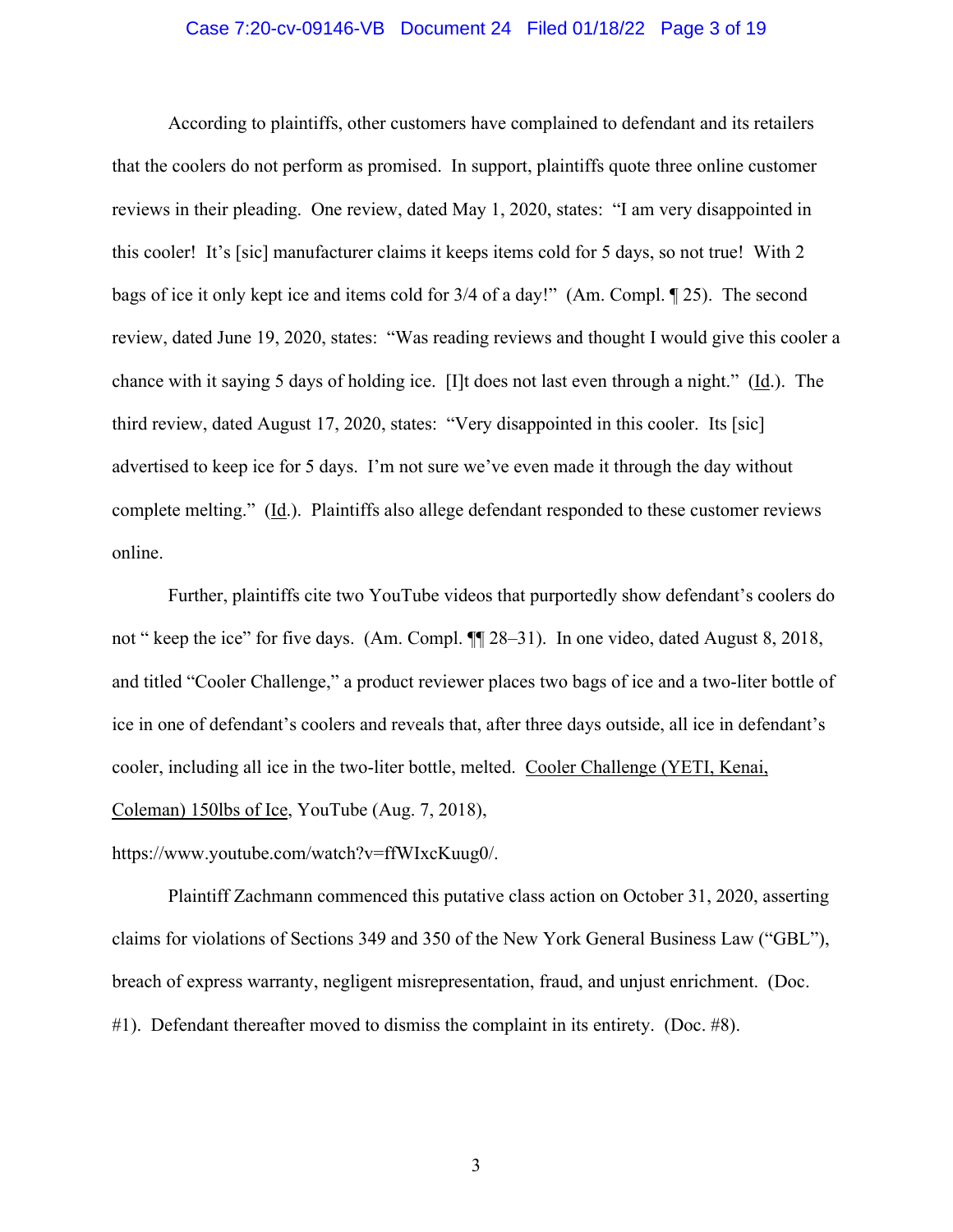According to plaintiffs, other customers have complained to defendant and its retailers that the coolers do not perform as promised. In support, plaintiffs quote three online customer reviews in their pleading. One review, dated May 1, 2020, states: "I am very disappointed in this cooler! It's [sic] manufacturer claims it keeps items cold for 5 days, so not true! With 2 bags of ice it only kept ice and items cold for 3/4 of a day!" (Am. Compl. ¶ 25). The second review, dated June 19, 2020, states: "Was reading reviews and thought I would give this cooler a chance with it saying 5 days of holding ice. [I]t does not last even through a night." (Id.). The third review, dated August 17, 2020, states: "Very disappointed in this cooler. Its [sic] advertised to keep ice for 5 days. I'm not sure we've even made it through the day without complete melting." (Id.). Plaintiffs also allege defendant responded to these customer reviews online.

Further, plaintiffs cite two YouTube videos that purportedly show defendant's coolers do not " keep the ice" for five days. (Am. Compl. ¶¶ 28–31). In one video, dated August 8, 2018, and titled "Cooler Challenge," a product reviewer places two bags of ice and a two-liter bottle of ice in one of defendant's coolers and reveals that, after three days outside, all ice in defendant's cooler, including all ice in the two-liter bottle, melted. Cooler Challenge (YETI, Kenai, Coleman) 150lbs of Ice, YouTube (Aug. 7, 2018), https://www.youtube.com/watch?v=ffWIxcKuug0/.

Plaintiff Zachmann commenced this putative class action on October 31, 2020, asserting claims for violations of Sections 349 and 350 of the New York General Business Law ("GBL"), breach of express warranty, negligent misrepresentation, fraud, and unjust enrichment. (Doc. #1). Defendant thereafter moved to dismiss the complaint in its entirety. (Doc. #8).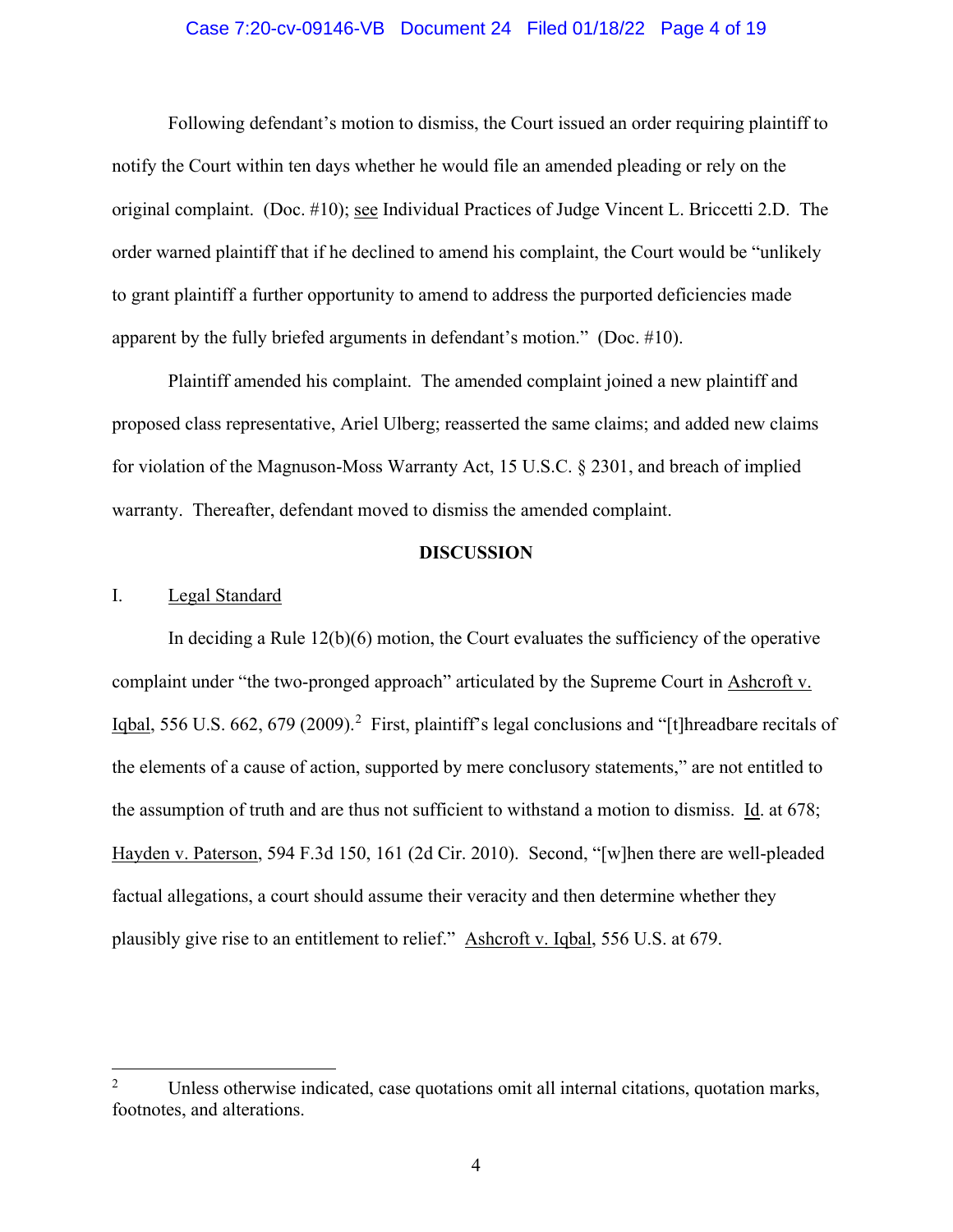Following defendant's motion to dismiss, the Court issued an order requiring plaintiff to notify the Court within ten days whether he would file an amended pleading or rely on the original complaint. (Doc. #10); see Individual Practices of Judge Vincent L. Briccetti 2.D. The order warned plaintiff that if he declined to amend his complaint, the Court would be "unlikely to grant plaintiff a further opportunity to amend to address the purported deficiencies made apparent by the fully briefed arguments in defendant's motion." (Doc. #10).

Plaintiff amended his complaint. The amended complaint joined a new plaintiff and proposed class representative, Ariel Ulberg; reasserted the same claims; and added new claims for violation of the Magnuson-Moss Warranty Act, 15 U.S.C. § 2301, and breach of implied warranty. Thereafter, defendant moved to dismiss the amended complaint.

## DISCUSSION

I. Legal Standard

In deciding a Rule 12(b)(6) motion, the Court evaluates the sufficiency of the operative complaint under "the two-pronged approach" articulated by the Supreme Court in Ashcroft v. Iqbal, 556 U.S. 662, 679 (2009).[2] First, plaintiff's legal conclusions and "[t]hreadbare recitals of the elements of a cause of action, supported by mere conclusory statements," are not entitled to the assumption of truth and are thus not sufficient to withstand a motion to dismiss. Id. at 678; Hayden v. Paterson, 594 F.3d 150, 161 (2d Cir. 2010). Second, "[w]hen there are well-pleaded factual allegations, a court should assume their veracity and then determine whether they plausibly give rise to an entitlement to relief." Ashcroft v. Iqbal, 556 U.S. at 679.

---

[2] Unless otherwise indicated, case quotations omit all internal citations, quotation marks, footnotes, and alterations.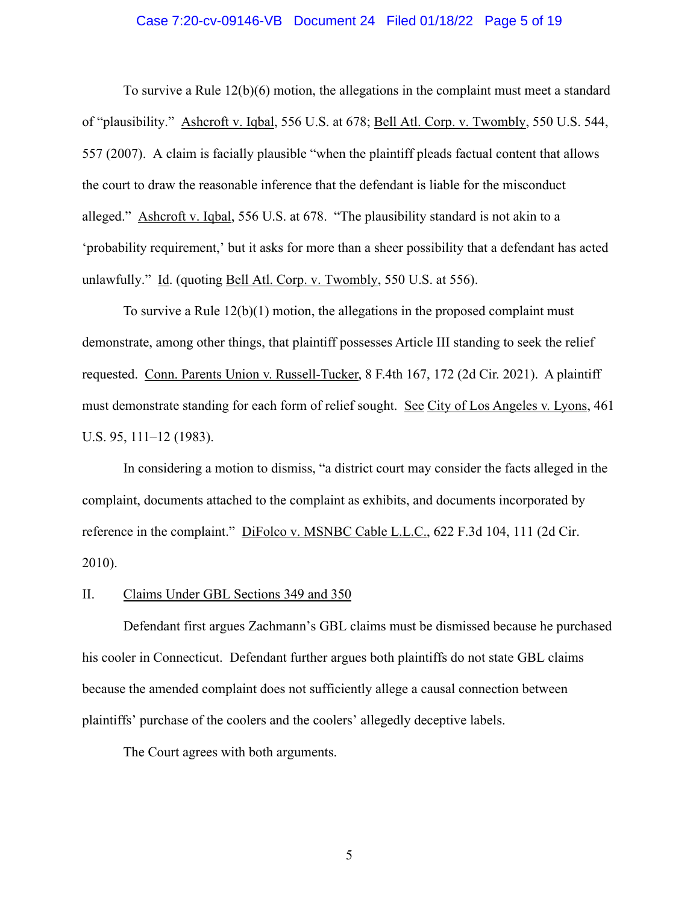To survive a Rule 12(b)(6) motion, the allegations in the complaint must meet a standard of "plausibility." Ashcroft v. Iqbal, 556 U.S. at 678; Bell Atl. Corp. v. Twombly, 550 U.S. 544, 557 (2007). A claim is facially plausible "when the plaintiff pleads factual content that allows the court to draw the reasonable inference that the defendant is liable for the misconduct alleged." Ashcroft v. Iqbal, 556 U.S. at 678. "The plausibility standard is not akin to a 'probability requirement,' but it asks for more than a sheer possibility that a defendant has acted unlawfully." Id. (quoting Bell Atl. Corp. v. Twombly, 550 U.S. at 556).

To survive a Rule 12(b)(1) motion, the allegations in the proposed complaint must demonstrate, among other things, that plaintiff possesses Article III standing to seek the relief requested. Conn. Parents Union v. Russell-Tucker, 8 F.4th 167, 172 (2d Cir. 2021). A plaintiff must demonstrate standing for each form of relief sought. See City of Los Angeles v. Lyons, 461 U.S. 95, 111–12 (1983).

In considering a motion to dismiss, "a district court may consider the facts alleged in the complaint, documents attached to the complaint as exhibits, and documents incorporated by reference in the complaint." DiFolco v. MSNBC Cable L.L.C., 622 F.3d 104, 111 (2d Cir. 2010).

## II. Claims Under GBL Sections 349 and 350

Defendant first argues Zachmann's GBL claims must be dismissed because he purchased his cooler in Connecticut. Defendant further argues both plaintiffs do not state GBL claims because the amended complaint does not sufficiently allege a causal connection between plaintiffs' purchase of the coolers and the coolers' allegedly deceptive labels.

The Court agrees with both arguments.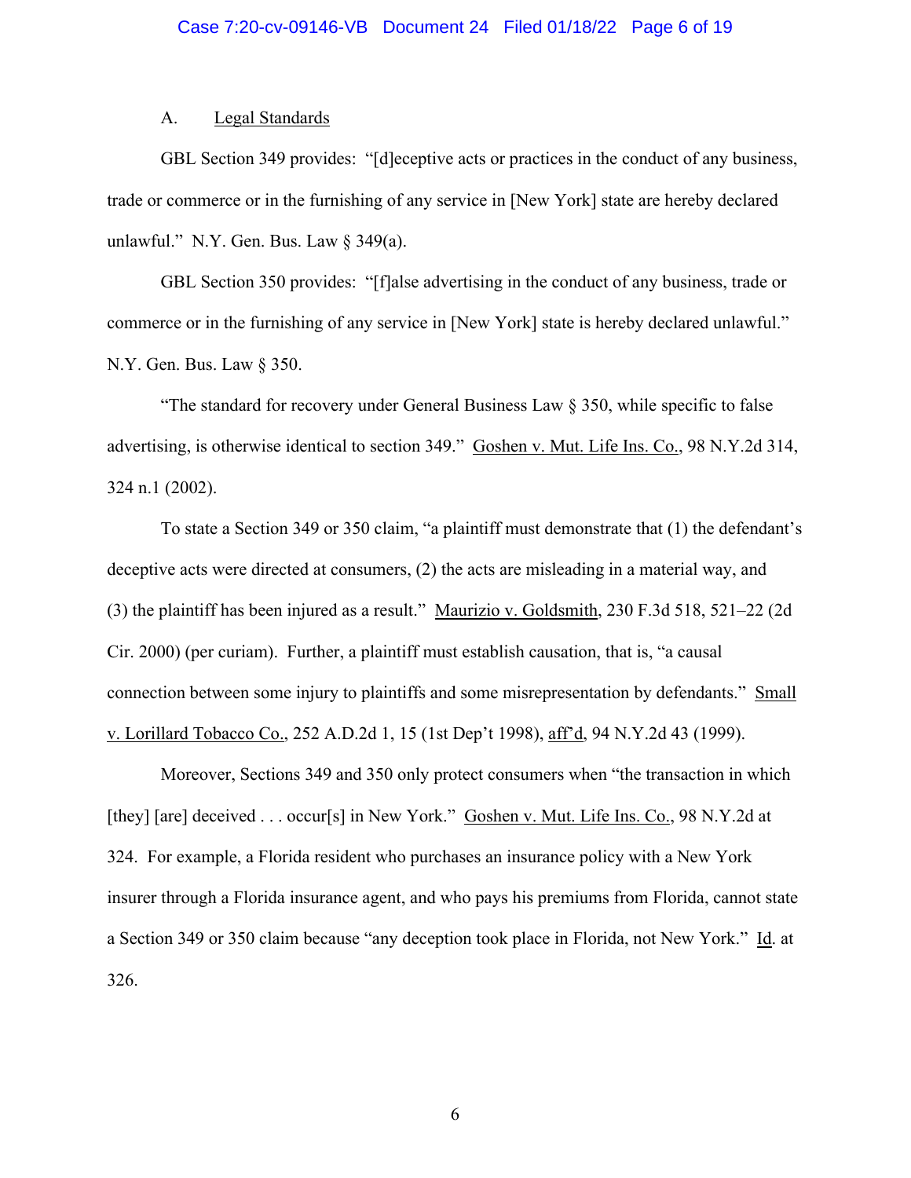### A. Legal Standards

GBL Section 349 provides: "[d]eceptive acts or practices in the conduct of any business, trade or commerce or in the furnishing of any service in [New York] state are hereby declared unlawful." N.Y. Gen. Bus. Law § 349(a).

GBL Section 350 provides: "[f]alse advertising in the conduct of any business, trade or commerce or in the furnishing of any service in [New York] state is hereby declared unlawful." N.Y. Gen. Bus. Law § 350.

"The standard for recovery under General Business Law § 350, while specific to false advertising, is otherwise identical to section 349." Goshen v. Mut. Life Ins. Co., 98 N.Y.2d 314, 324 n.1 (2002).

To state a Section 349 or 350 claim, "a plaintiff must demonstrate that (1) the defendant's deceptive acts were directed at consumers, (2) the acts are misleading in a material way, and (3) the plaintiff has been injured as a result." Maurizio v. Goldsmith, 230 F.3d 518, 521–22 (2d Cir. 2000) (per curiam). Further, a plaintiff must establish causation, that is, "a causal connection between some injury to plaintiffs and some misrepresentation by defendants." Small v. Lorillard Tobacco Co., 252 A.D.2d 1, 15 (1st Dep't 1998), aff'd, 94 N.Y.2d 43 (1999).

Moreover, Sections 349 and 350 only protect consumers when "the transaction in which [they] [are] deceived . . . occur[s] in New York." Goshen v. Mut. Life Ins. Co., 98 N.Y.2d at 324. For example, a Florida resident who purchases an insurance policy with a New York insurer through a Florida insurance agent, and who pays his premiums from Florida, cannot state a Section 349 or 350 claim because "any deception took place in Florida, not New York." Id. at 326.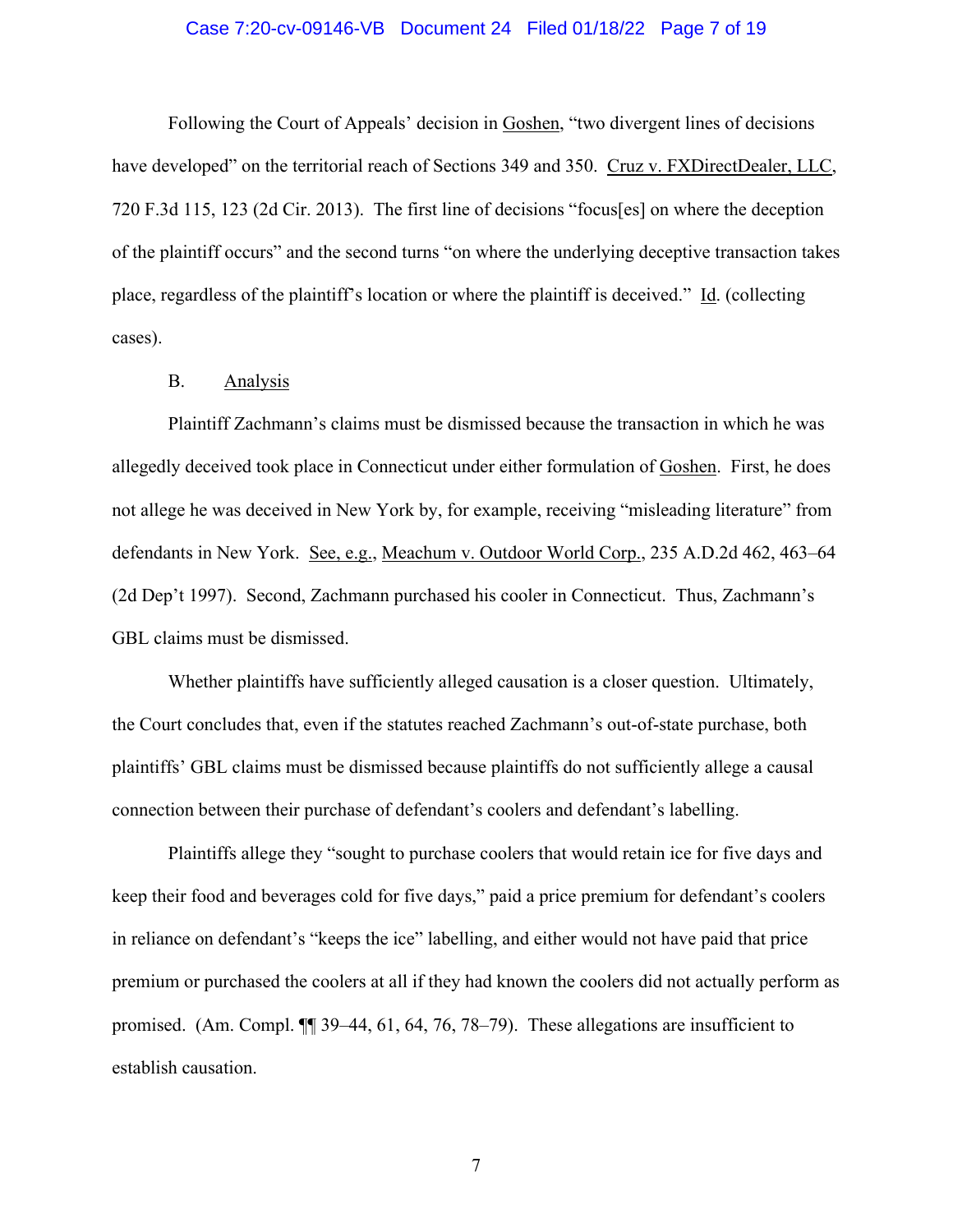Following the Court of Appeals' decision in Goshen, "two divergent lines of decisions have developed" on the territorial reach of Sections 349 and 350. Cruz v. FXDirectDealer, LLC, 720 F.3d 115, 123 (2d Cir. 2013). The first line of decisions "focus[es] on where the deception of the plaintiff occurs" and the second turns "on where the underlying deceptive transaction takes place, regardless of the plaintiff's location or where the plaintiff is deceived." Id. (collecting cases).

B. Analysis

Plaintiff Zachmann's claims must be dismissed because the transaction in which he was allegedly deceived took place in Connecticut under either formulation of Goshen. First, he does not allege he was deceived in New York by, for example, receiving "misleading literature" from defendants in New York. See, e.g., Meachum v. Outdoor World Corp., 235 A.D.2d 462, 463–64 (2d Dep't 1997). Second, Zachmann purchased his cooler in Connecticut. Thus, Zachmann's GBL claims must be dismissed.

Whether plaintiffs have sufficiently alleged causation is a closer question. Ultimately, the Court concludes that, even if the statutes reached Zachmann's out-of-state purchase, both plaintiffs' GBL claims must be dismissed because plaintiffs do not sufficiently allege a causal connection between their purchase of defendant's coolers and defendant's labelling.

Plaintiffs allege they "sought to purchase coolers that would retain ice for five days and keep their food and beverages cold for five days," paid a price premium for defendant's coolers in reliance on defendant's "keeps the ice" labelling, and either would not have paid that price premium or purchased the coolers at all if they had known the coolers did not actually perform as promised. (Am. Compl. ¶¶ 39–44, 61, 64, 76, 78–79). These allegations are insufficient to establish causation.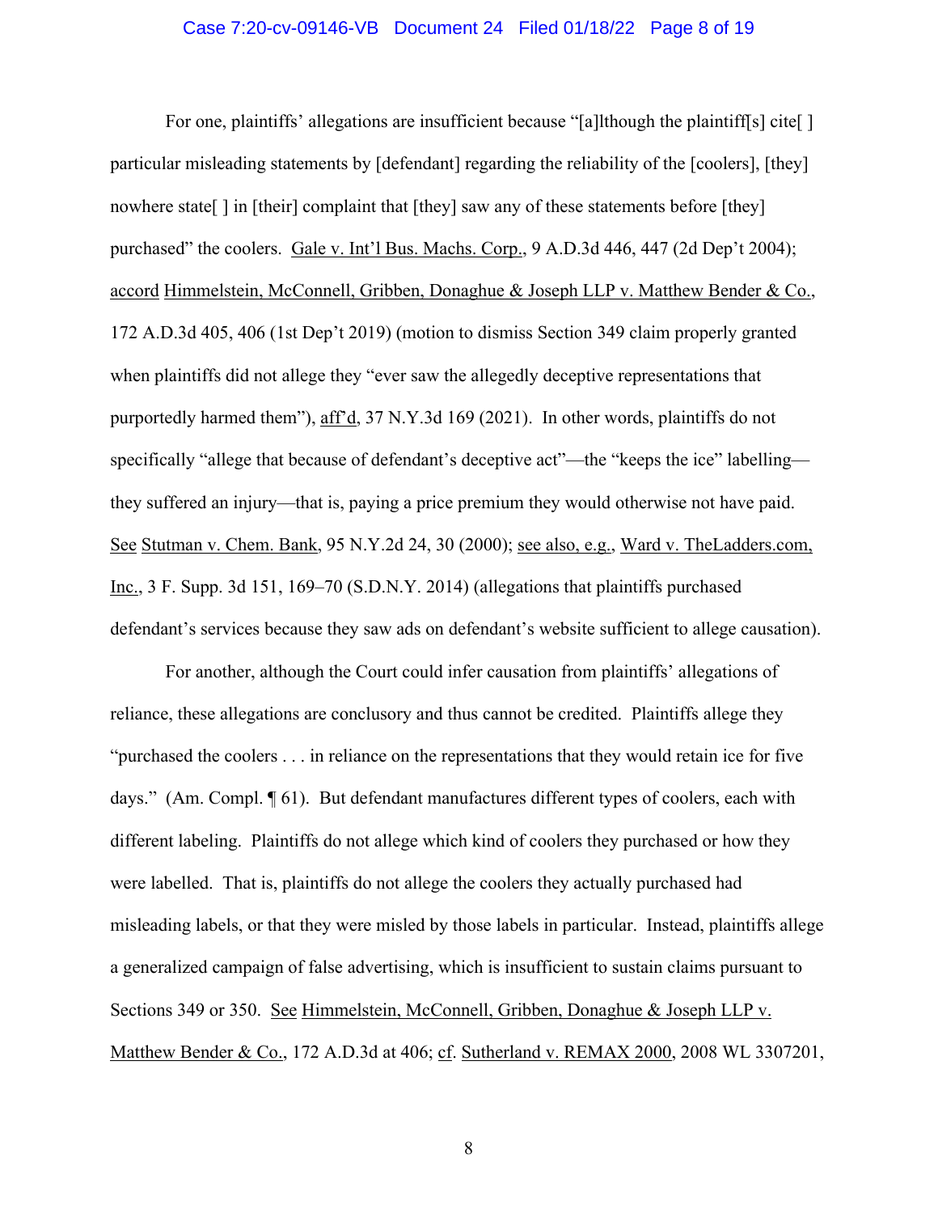For one, plaintiffs' allegations are insufficient because "[a]lthough the plaintiff[s] cite[ ] particular misleading statements by [defendant] regarding the reliability of the [coolers], [they] nowhere state[ ] in [their] complaint that [they] saw any of these statements before [they] purchased" the coolers. Gale v. Int'l Bus. Machs. Corp., 9 A.D.3d 446, 447 (2d Dep't 2004); accord Himmelstein, McConnell, Gribben, Donaghue & Joseph LLP v. Matthew Bender & Co., 172 A.D.3d 405, 406 (1st Dep't 2019) (motion to dismiss Section 349 claim properly granted when plaintiffs did not allege they "ever saw the allegedly deceptive representations that purportedly harmed them"), aff'd, 37 N.Y.3d 169 (2021). In other words, plaintiffs do not specifically "allege that because of defendant's deceptive act"—the "keeps the ice" labelling—they suffered an injury—that is, paying a price premium they would otherwise not have paid. See Stutman v. Chem. Bank, 95 N.Y.2d 24, 30 (2000); see also, e.g., Ward v. TheLadders.com, Inc., 3 F. Supp. 3d 151, 169–70 (S.D.N.Y. 2014) (allegations that plaintiffs purchased defendant's services because they saw ads on defendant's website sufficient to allege causation).

For another, although the Court could infer causation from plaintiffs' allegations of reliance, these allegations are conclusory and thus cannot be credited. Plaintiffs allege they "purchased the coolers . . . in reliance on the representations that they would retain ice for five days." (Am. Compl. ¶ 61). But defendant manufactures different types of coolers, each with different labeling. Plaintiffs do not allege which kind of coolers they purchased or how they were labelled. That is, plaintiffs do not allege the coolers they actually purchased had misleading labels, or that they were misled by those labels in particular. Instead, plaintiffs allege a generalized campaign of false advertising, which is insufficient to sustain claims pursuant to Sections 349 or 350. See Himmelstein, McConnell, Gribben, Donaghue & Joseph LLP v. Matthew Bender & Co., 172 A.D.3d at 406; cf. Sutherland v. REMAX 2000, 2008 WL 3307201,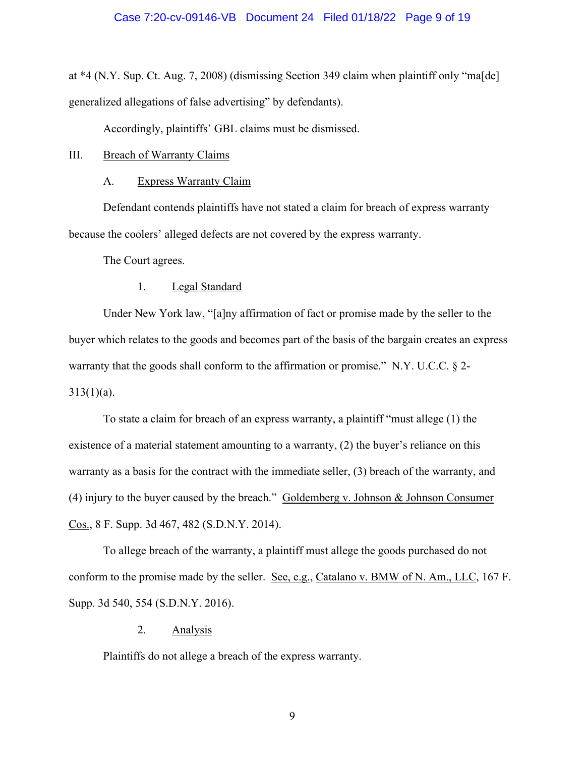at *4 (N.Y. Sup. Ct. Aug. 7, 2008) (dismissing Section 349 claim when plaintiff only "ma[de] generalized allegations of false advertising" by defendants).

Accordingly, plaintiffs' GBL claims must be dismissed.

III. Breach of Warranty Claims

A. Express Warranty Claim

Defendant contends plaintiffs have not stated a claim for breach of express warranty because the coolers' alleged defects are not covered by the express warranty.

The Court agrees.

1. Legal Standard

Under New York law, "[a]ny affirmation of fact or promise made by the seller to the buyer which relates to the goods and becomes part of the basis of the bargain creates an express warranty that the goods shall conform to the affirmation or promise." N.Y. U.C.C. § 2-313(1)(a).

To state a claim for breach of an express warranty, a plaintiff "must allege (1) the existence of a material statement amounting to a warranty, (2) the buyer's reliance on this warranty as a basis for the contract with the immediate seller, (3) breach of the warranty, and (4) injury to the buyer caused by the breach." Goldemberg v. Johnson & Johnson Consumer Cos., 8 F. Supp. 3d 467, 482 (S.D.N.Y. 2014).

To allege breach of the warranty, a plaintiff must allege the goods purchased do not conform to the promise made by the seller. See, e.g., Catalano v. BMW of N. Am., LLC, 167 F. Supp. 3d 540, 554 (S.D.N.Y. 2016).

2. Analysis

Plaintiffs do not allege a breach of the express warranty.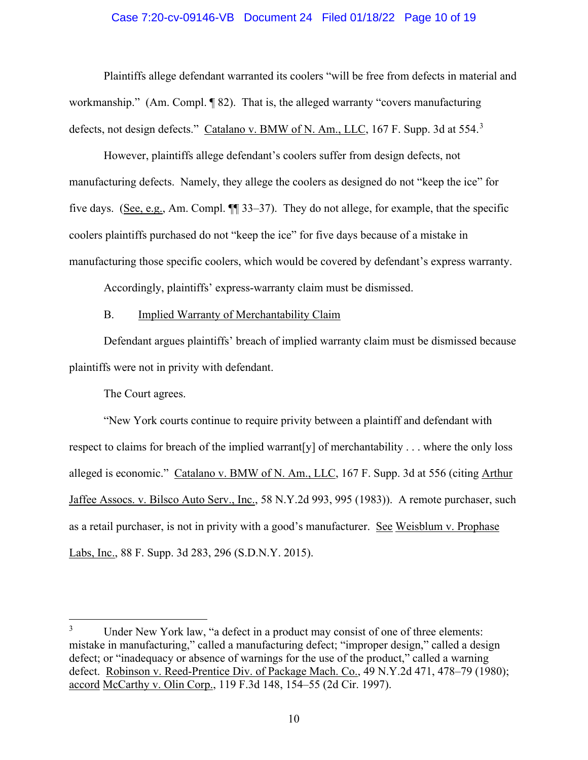Plaintiffs allege defendant warranted its coolers "will be free from defects in material and workmanship." (Am. Compl. ¶ 82). That is, the alleged warranty "covers manufacturing defects, not design defects." Catalano v. BMW of N. Am., LLC, 167 F. Supp. 3d at 554.[3]

However, plaintiffs allege defendant's coolers suffer from design defects, not manufacturing defects. Namely, they allege the coolers as designed do not "keep the ice" for five days. (See, e.g., Am. Compl. ¶¶ 33–37). They do not allege, for example, that the specific coolers plaintiffs purchased do not "keep the ice" for five days because of a mistake in manufacturing those specific coolers, which would be covered by defendant's express warranty.

Accordingly, plaintiffs' express-warranty claim must be dismissed.

B. Implied Warranty of Merchantability Claim

Defendant argues plaintiffs' breach of implied warranty claim must be dismissed because plaintiffs were not in privity with defendant.

The Court agrees.

"New York courts continue to require privity between a plaintiff and defendant with respect to claims for breach of the implied warrant[y] of merchantability . . . where the only loss alleged is economic." Catalano v. BMW of N. Am., LLC, 167 F. Supp. 3d at 556 (citing Arthur Jaffee Assocs. v. Bilsco Auto Serv., Inc., 58 N.Y.2d 993, 995 (1983)). A remote purchaser, such as a retail purchaser, is not in privity with a good's manufacturer. See Weisblum v. Prophase Labs, Inc., 88 F. Supp. 3d 283, 296 (S.D.N.Y. 2015).

---

[3] Under New York law, "a defect in a product may consist of one of three elements: mistake in manufacturing," called a manufacturing defect; "improper design," called a design defect; or "inadequacy or absence of warnings for the use of the product," called a warning defect. Robinson v. Reed-Prentice Div. of Package Mach. Co., 49 N.Y.2d 471, 478–79 (1980); accord McCarthy v. Olin Corp., 119 F.3d 148, 154–55 (2d Cir. 1997).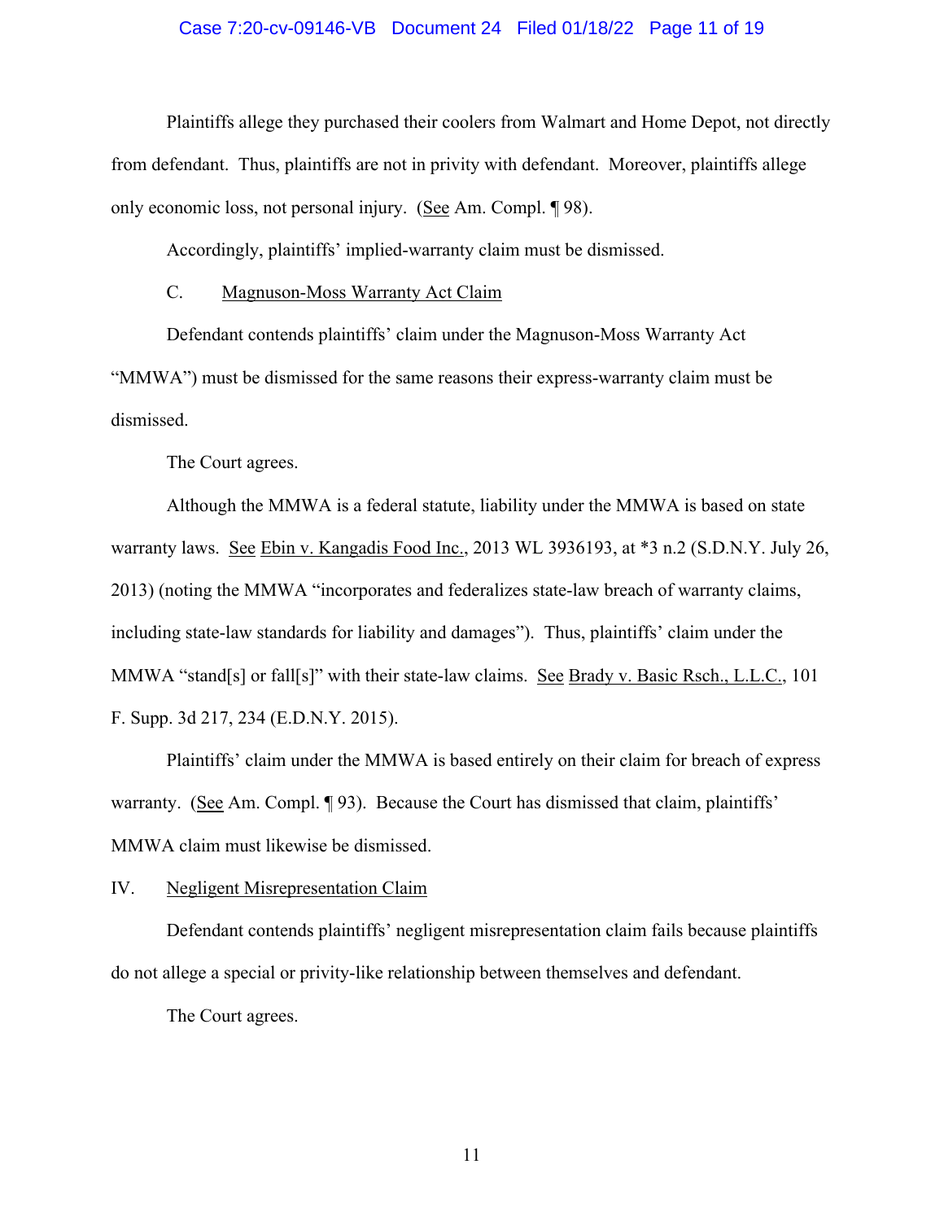Plaintiffs allege they purchased their coolers from Walmart and Home Depot, not directly from defendant. Thus, plaintiffs are not in privity with defendant. Moreover, plaintiffs allege only economic loss, not personal injury. (See Am. Compl. ¶ 98).

Accordingly, plaintiffs' implied-warranty claim must be dismissed.

C. Magnuson-Moss Warranty Act Claim

Defendant contends plaintiffs' claim under the Magnuson-Moss Warranty Act "MMWA") must be dismissed for the same reasons their express-warranty claim must be dismissed.

The Court agrees.

Although the MMWA is a federal statute, liability under the MMWA is based on state warranty laws. See Ebin v. Kangadis Food Inc., 2013 WL 3936193, at *3 n.2 (S.D.N.Y. July 26, 2013) (noting the MMWA "incorporates and federalizes state-law breach of warranty claims, including state-law standards for liability and damages"). Thus, plaintiffs' claim under the MMWA "stand[s] or fall[s]" with their state-law claims. See Brady v. Basic Rsch., L.L.C., 101 F. Supp. 3d 217, 234 (E.D.N.Y. 2015).

Plaintiffs' claim under the MMWA is based entirely on their claim for breach of express warranty. (See Am. Compl. ¶ 93). Because the Court has dismissed that claim, plaintiffs' MMWA claim must likewise be dismissed.

IV. Negligent Misrepresentation Claim

Defendant contends plaintiffs' negligent misrepresentation claim fails because plaintiffs do not allege a special or privity-like relationship between themselves and defendant.

The Court agrees.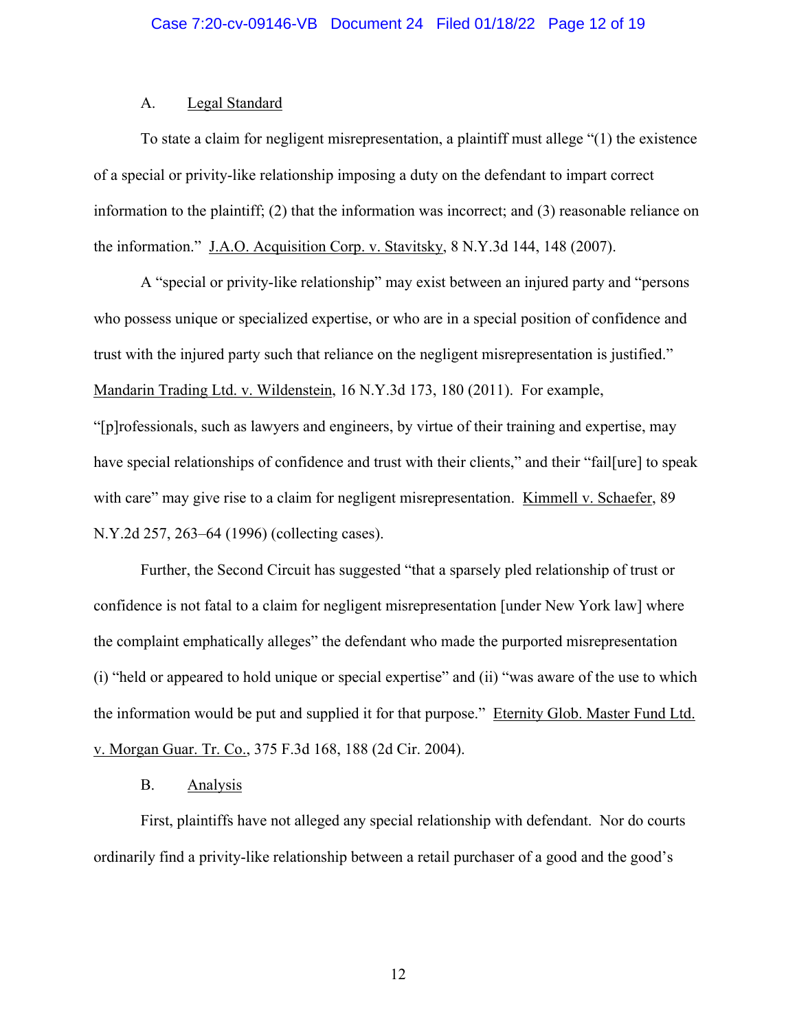### A. Legal Standard

To state a claim for negligent misrepresentation, a plaintiff must allege "(1) the existence of a special or privity-like relationship imposing a duty on the defendant to impart correct information to the plaintiff; (2) that the information was incorrect; and (3) reasonable reliance on the information." J.A.O. Acquisition Corp. v. Stavitsky, 8 N.Y.3d 144, 148 (2007).

A "special or privity-like relationship" may exist between an injured party and "persons who possess unique or specialized expertise, or who are in a special position of confidence and trust with the injured party such that reliance on the negligent misrepresentation is justified." Mandarin Trading Ltd. v. Wildenstein, 16 N.Y.3d 173, 180 (2011). For example, "[p]rofessionals, such as lawyers and engineers, by virtue of their training and expertise, may have special relationships of confidence and trust with their clients," and their "fail[ure] to speak with care" may give rise to a claim for negligent misrepresentation. Kimmell v. Schaefer, 89 N.Y.2d 257, 263–64 (1996) (collecting cases).

Further, the Second Circuit has suggested "that a sparsely pled relationship of trust or confidence is not fatal to a claim for negligent misrepresentation [under New York law] where the complaint emphatically alleges" the defendant who made the purported misrepresentation (i) "held or appeared to hold unique or special expertise" and (ii) "was aware of the use to which the information would be put and supplied it for that purpose." Eternity Glob. Master Fund Ltd. v. Morgan Guar. Tr. Co., 375 F.3d 168, 188 (2d Cir. 2004).

### B. Analysis

First, plaintiffs have not alleged any special relationship with defendant. Nor do courts ordinarily find a privity-like relationship between a retail purchaser of a good and the good's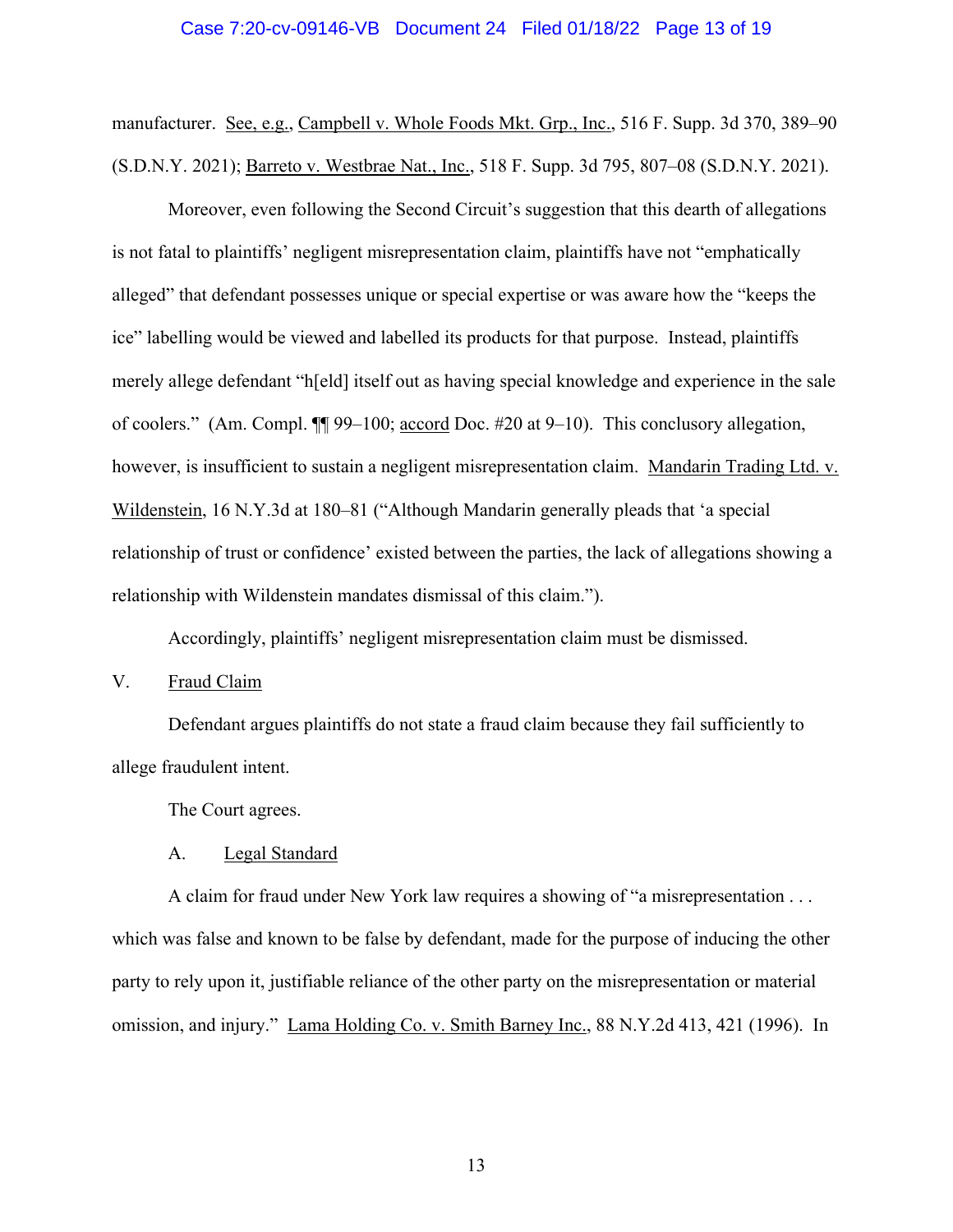manufacturer. See, e.g., Campbell v. Whole Foods Mkt. Grp., Inc., 516 F. Supp. 3d 370, 389–90 (S.D.N.Y. 2021); Barreto v. Westbrae Nat., Inc., 518 F. Supp. 3d 795, 807–08 (S.D.N.Y. 2021).

Moreover, even following the Second Circuit's suggestion that this dearth of allegations is not fatal to plaintiffs' negligent misrepresentation claim, plaintiffs have not "emphatically alleged" that defendant possesses unique or special expertise or was aware how the "keeps the ice" labelling would be viewed and labelled its products for that purpose. Instead, plaintiffs merely allege defendant "h[eld] itself out as having special knowledge and experience in the sale of coolers." (Am. Compl. ¶¶ 99–100; accord Doc. #20 at 9–10). This conclusory allegation, however, is insufficient to sustain a negligent misrepresentation claim. Mandarin Trading Ltd. v. Wildenstein, 16 N.Y.3d at 180–81 ("Although Mandarin generally pleads that 'a special relationship of trust or confidence' existed between the parties, the lack of allegations showing a relationship with Wildenstein mandates dismissal of this claim.").

Accordingly, plaintiffs' negligent misrepresentation claim must be dismissed.

## V. Fraud Claim

Defendant argues plaintiffs do not state a fraud claim because they fail sufficiently to allege fraudulent intent.

The Court agrees.

### A. Legal Standard

A claim for fraud under New York law requires a showing of "a misrepresentation . . . which was false and known to be false by defendant, made for the purpose of inducing the other party to rely upon it, justifiable reliance of the other party on the misrepresentation or material omission, and injury." Lama Holding Co. v. Smith Barney Inc., 88 N.Y.2d 413, 421 (1996). In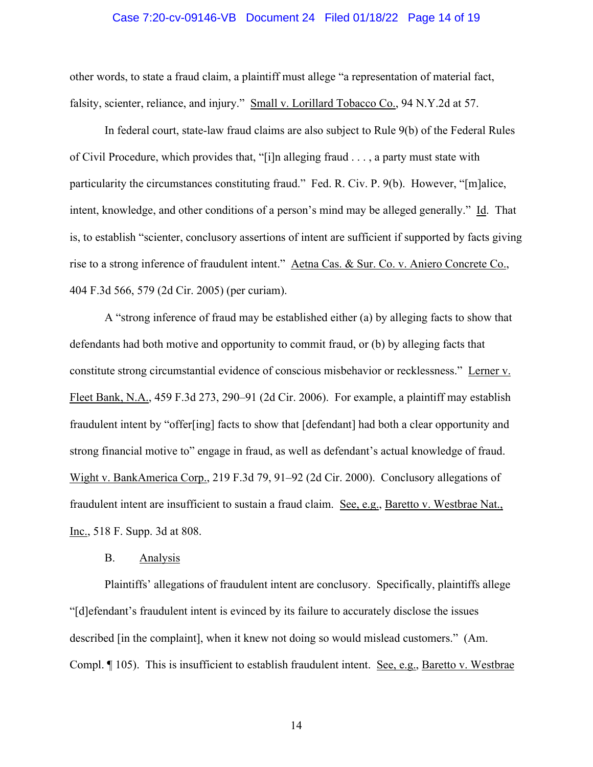other words, to state a fraud claim, a plaintiff must allege "a representation of material fact, falsity, scienter, reliance, and injury." Small v. Lorillard Tobacco Co., 94 N.Y.2d at 57.

In federal court, state-law fraud claims are also subject to Rule 9(b) of the Federal Rules of Civil Procedure, which provides that, "[i]n alleging fraud . . . , a party must state with particularity the circumstances constituting fraud." Fed. R. Civ. P. 9(b). However, "[m]alice, intent, knowledge, and other conditions of a person's mind may be alleged generally." Id. That is, to establish "scienter, conclusory assertions of intent are sufficient if supported by facts giving rise to a strong inference of fraudulent intent." Aetna Cas. & Sur. Co. v. Aniero Concrete Co., 404 F.3d 566, 579 (2d Cir. 2005) (per curiam).

A "strong inference of fraud may be established either (a) by alleging facts to show that defendants had both motive and opportunity to commit fraud, or (b) by alleging facts that constitute strong circumstantial evidence of conscious misbehavior or recklessness." Lerner v. Fleet Bank, N.A., 459 F.3d 273, 290–91 (2d Cir. 2006). For example, a plaintiff may establish fraudulent intent by "offer[ing] facts to show that [defendant] had both a clear opportunity and strong financial motive to" engage in fraud, as well as defendant's actual knowledge of fraud. Wight v. BankAmerica Corp., 219 F.3d 79, 91–92 (2d Cir. 2000). Conclusory allegations of fraudulent intent are insufficient to sustain a fraud claim. See, e.g., Baretto v. Westbrae Nat., Inc., 518 F. Supp. 3d at 808.

B. Analysis

Plaintiffs' allegations of fraudulent intent are conclusory. Specifically, plaintiffs allege "[d]efendant's fraudulent intent is evinced by its failure to accurately disclose the issues described [in the complaint], when it knew not doing so would mislead customers." (Am. Compl. ¶ 105). This is insufficient to establish fraudulent intent. See, e.g., Baretto v. Westbrae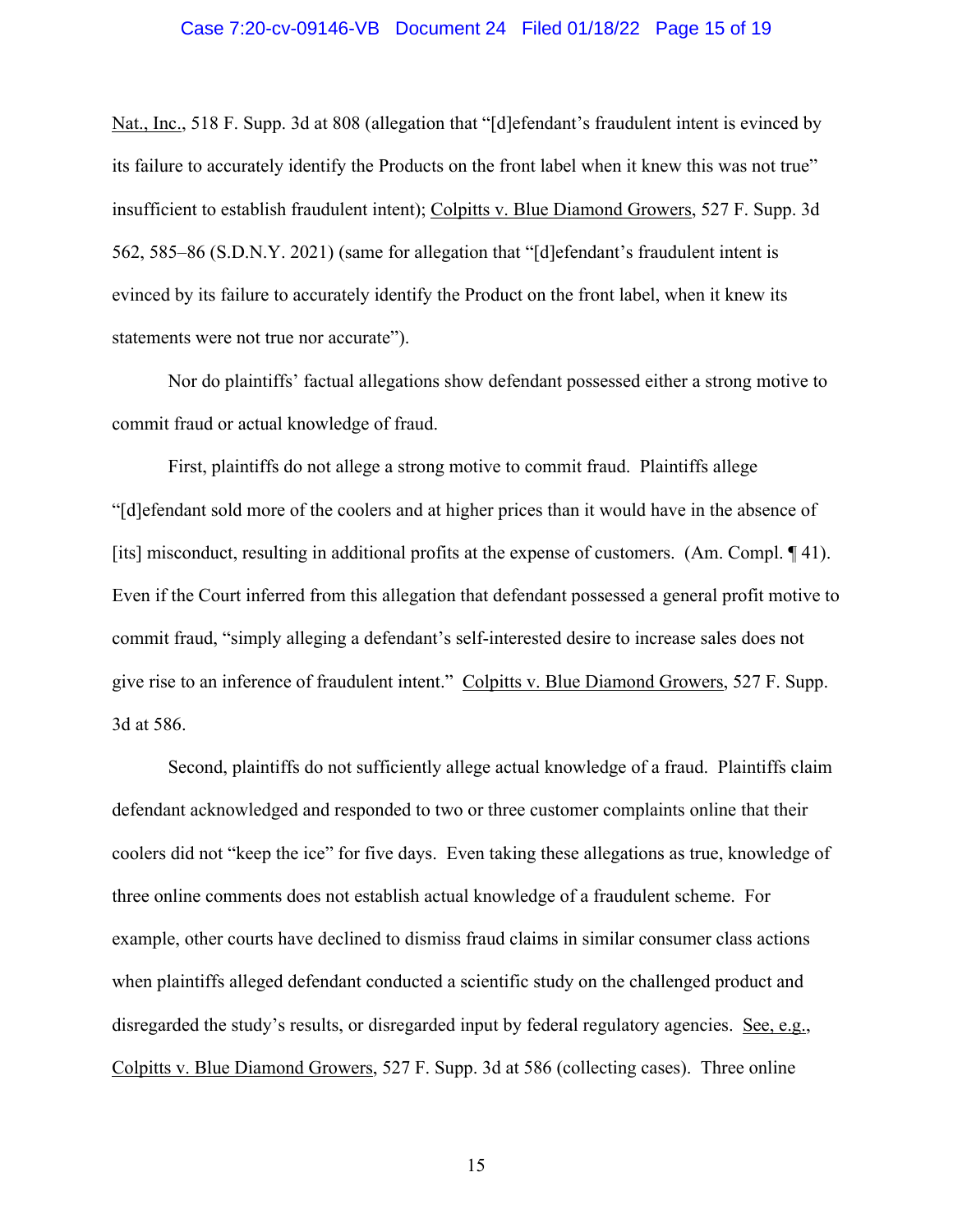Nat., Inc., 518 F. Supp. 3d at 808 (allegation that "[d]efendant's fraudulent intent is evinced by its failure to accurately identify the Products on the front label when it knew this was not true" insufficient to establish fraudulent intent); Colpitts v. Blue Diamond Growers, 527 F. Supp. 3d 562, 585–86 (S.D.N.Y. 2021) (same for allegation that "[d]efendant's fraudulent intent is evinced by its failure to accurately identify the Product on the front label, when it knew its statements were not true nor accurate").

Nor do plaintiffs' factual allegations show defendant possessed either a strong motive to commit fraud or actual knowledge of fraud.

First, plaintiffs do not allege a strong motive to commit fraud. Plaintiffs allege "[d]efendant sold more of the coolers and at higher prices than it would have in the absence of [its] misconduct, resulting in additional profits at the expense of customers. (Am. Compl. ¶ 41). Even if the Court inferred from this allegation that defendant possessed a general profit motive to commit fraud, "simply alleging a defendant's self-interested desire to increase sales does not give rise to an inference of fraudulent intent." Colpitts v. Blue Diamond Growers, 527 F. Supp. 3d at 586.

Second, plaintiffs do not sufficiently allege actual knowledge of a fraud. Plaintiffs claim defendant acknowledged and responded to two or three customer complaints online that their coolers did not "keep the ice" for five days. Even taking these allegations as true, knowledge of three online comments does not establish actual knowledge of a fraudulent scheme. For example, other courts have declined to dismiss fraud claims in similar consumer class actions when plaintiffs alleged defendant conducted a scientific study on the challenged product and disregarded the study's results, or disregarded input by federal regulatory agencies. See, e.g., Colpitts v. Blue Diamond Growers, 527 F. Supp. 3d at 586 (collecting cases). Three online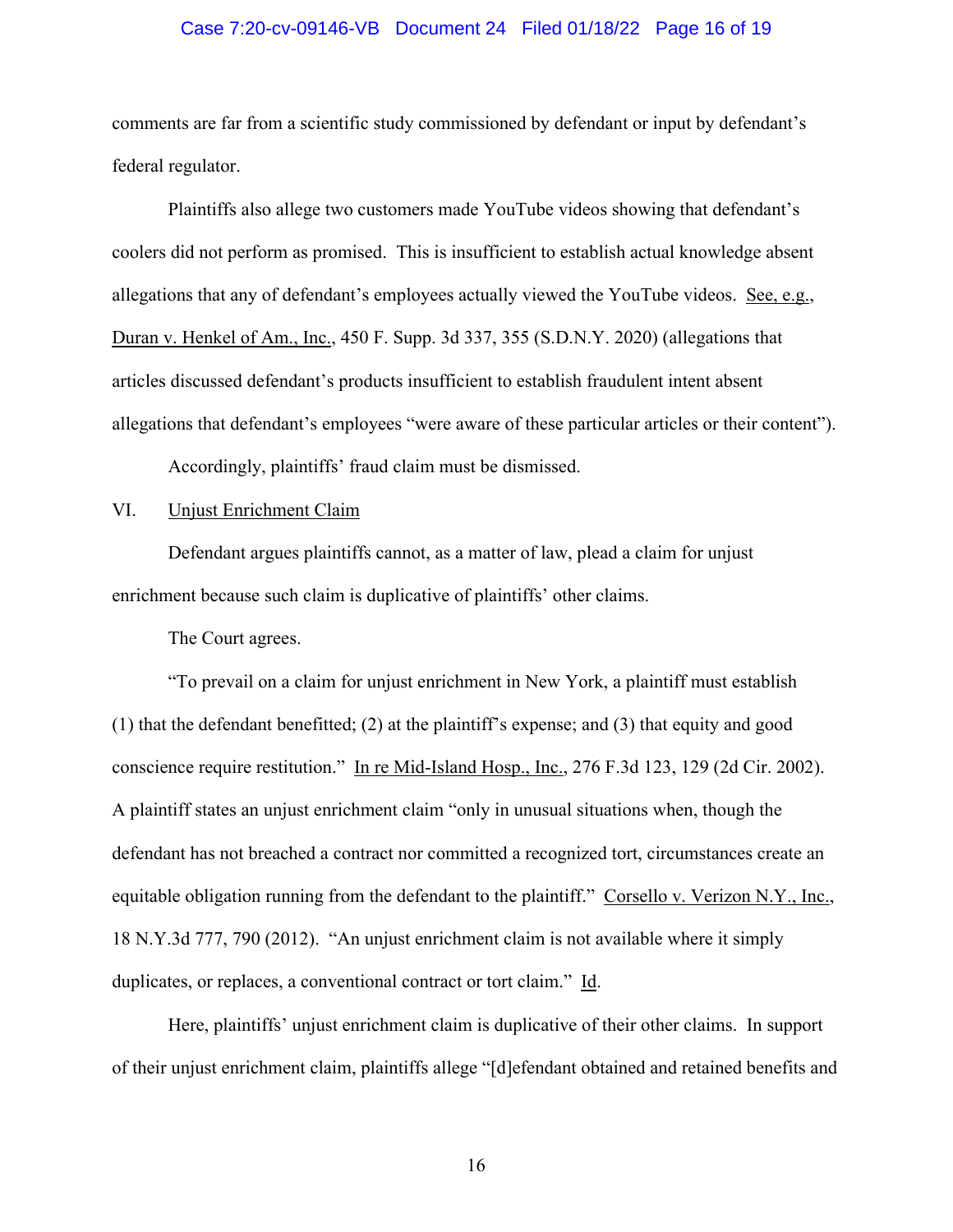comments are far from a scientific study commissioned by defendant or input by defendant's federal regulator.

Plaintiffs also allege two customers made YouTube videos showing that defendant's coolers did not perform as promised. This is insufficient to establish actual knowledge absent allegations that any of defendant's employees actually viewed the YouTube videos. See, e.g., Duran v. Henkel of Am., Inc., 450 F. Supp. 3d 337, 355 (S.D.N.Y. 2020) (allegations that articles discussed defendant's products insufficient to establish fraudulent intent absent allegations that defendant's employees "were aware of these particular articles or their content").

Accordingly, plaintiffs' fraud claim must be dismissed.

## VI. Unjust Enrichment Claim

Defendant argues plaintiffs cannot, as a matter of law, plead a claim for unjust enrichment because such claim is duplicative of plaintiffs' other claims.

The Court agrees.

"To prevail on a claim for unjust enrichment in New York, a plaintiff must establish (1) that the defendant benefitted; (2) at the plaintiff's expense; and (3) that equity and good conscience require restitution." In re Mid-Island Hosp., Inc., 276 F.3d 123, 129 (2d Cir. 2002). A plaintiff states an unjust enrichment claim "only in unusual situations when, though the defendant has not breached a contract nor committed a recognized tort, circumstances create an equitable obligation running from the defendant to the plaintiff." Corsello v. Verizon N.Y., Inc., 18 N.Y.3d 777, 790 (2012). "An unjust enrichment claim is not available where it simply duplicates, or replaces, a conventional contract or tort claim." Id.

Here, plaintiffs' unjust enrichment claim is duplicative of their other claims. In support of their unjust enrichment claim, plaintiffs allege "[d]efendant obtained and retained benefits and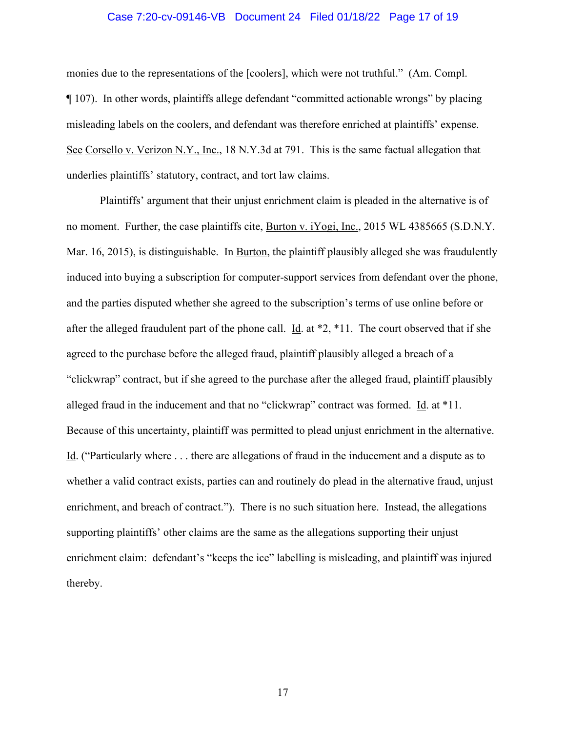monies due to the representations of the [coolers], which were not truthful." (Am. Compl. ¶ 107). In other words, plaintiffs allege defendant "committed actionable wrongs" by placing misleading labels on the coolers, and defendant was therefore enriched at plaintiffs' expense. See Corsello v. Verizon N.Y., Inc., 18 N.Y.3d at 791. This is the same factual allegation that underlies plaintiffs' statutory, contract, and tort law claims.

Plaintiffs' argument that their unjust enrichment claim is pleaded in the alternative is of no moment. Further, the case plaintiffs cite, Burton v. iYogi, Inc., 2015 WL 4385665 (S.D.N.Y. Mar. 16, 2015), is distinguishable. In Burton, the plaintiff plausibly alleged she was fraudulently induced into buying a subscription for computer-support services from defendant over the phone, and the parties disputed whether she agreed to the subscription's terms of use online before or after the alleged fraudulent part of the phone call. Id. at *2, *11. The court observed that if she agreed to the purchase before the alleged fraud, plaintiff plausibly alleged a breach of a "clickwrap" contract, but if she agreed to the purchase after the alleged fraud, plaintiff plausibly alleged fraud in the inducement and that no "clickwrap" contract was formed. Id. at *11. Because of this uncertainty, plaintiff was permitted to plead unjust enrichment in the alternative. Id. ("Particularly where . . . there are allegations of fraud in the inducement and a dispute as to whether a valid contract exists, parties can and routinely do plead in the alternative fraud, unjust enrichment, and breach of contract."). There is no such situation here. Instead, the allegations supporting plaintiffs' other claims are the same as the allegations supporting their unjust enrichment claim: defendant's "keeps the ice" labelling is misleading, and plaintiff was injured thereby.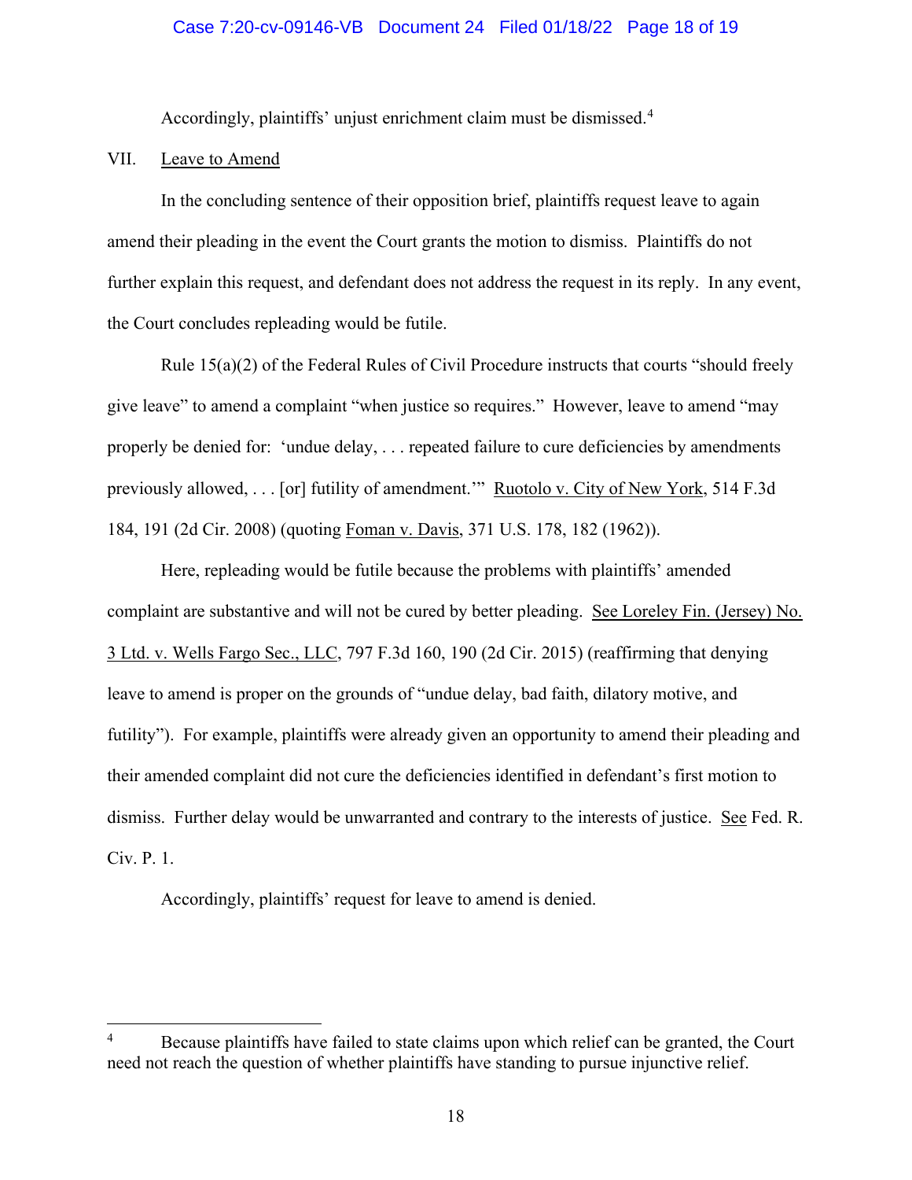Accordingly, plaintiffs' unjust enrichment claim must be dismissed.[4]

VII. Leave to Amend

In the concluding sentence of their opposition brief, plaintiffs request leave to again amend their pleading in the event the Court grants the motion to dismiss. Plaintiffs do not further explain this request, and defendant does not address the request in its reply. In any event, the Court concludes repleading would be futile.

Rule 15(a)(2) of the Federal Rules of Civil Procedure instructs that courts "should freely give leave" to amend a complaint "when justice so requires." However, leave to amend "may properly be denied for: 'undue delay, . . . repeated failure to cure deficiencies by amendments previously allowed, . . . [or] futility of amendment.'" Ruotolo v. City of New York, 514 F.3d 184, 191 (2d Cir. 2008) (quoting Foman v. Davis, 371 U.S. 178, 182 (1962)).

Here, repleading would be futile because the problems with plaintiffs' amended complaint are substantive and will not be cured by better pleading. See Loreley Fin. (Jersey) No. 3 Ltd. v. Wells Fargo Sec., LLC, 797 F.3d 160, 190 (2d Cir. 2015) (reaffirming that denying leave to amend is proper on the grounds of "undue delay, bad faith, dilatory motive, and futility"). For example, plaintiffs were already given an opportunity to amend their pleading and their amended complaint did not cure the deficiencies identified in defendant's first motion to dismiss. Further delay would be unwarranted and contrary to the interests of justice. See Fed. R. Civ. P. 1.

Accordingly, plaintiffs' request for leave to amend is denied.

---

[4] Because plaintiffs have failed to state claims upon which relief can be granted, the Court need not reach the question of whether plaintiffs have standing to pursue injunctive relief.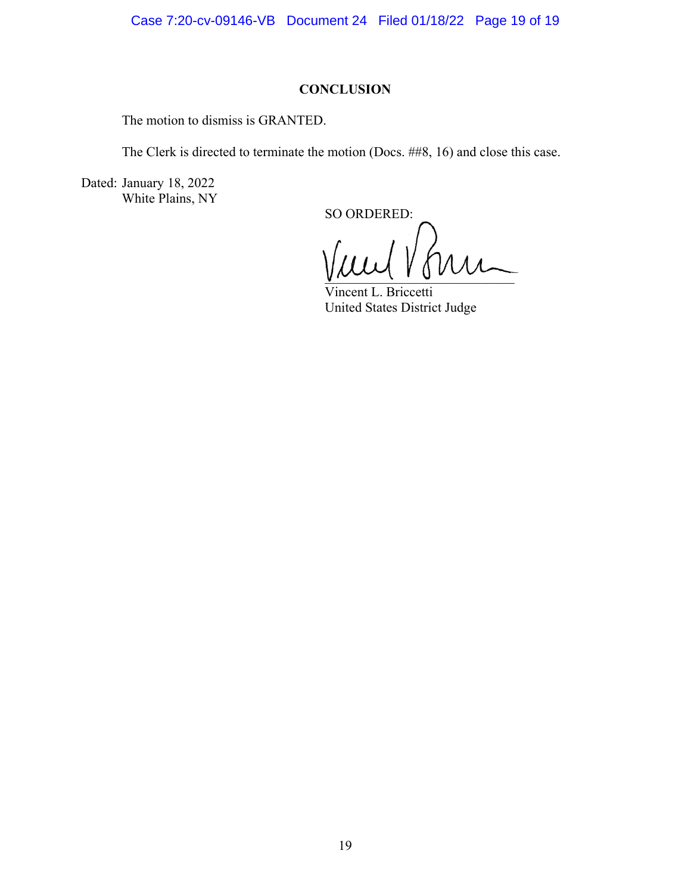## CONCLUSION

The motion to dismiss is GRANTED.

The Clerk is directed to terminate the motion (Docs. ##8, 16) and close this case.

Dated: January 18, 2022
White Plains, NY

SO ORDERED:

Vincent L. Briccetti
United States District Judge